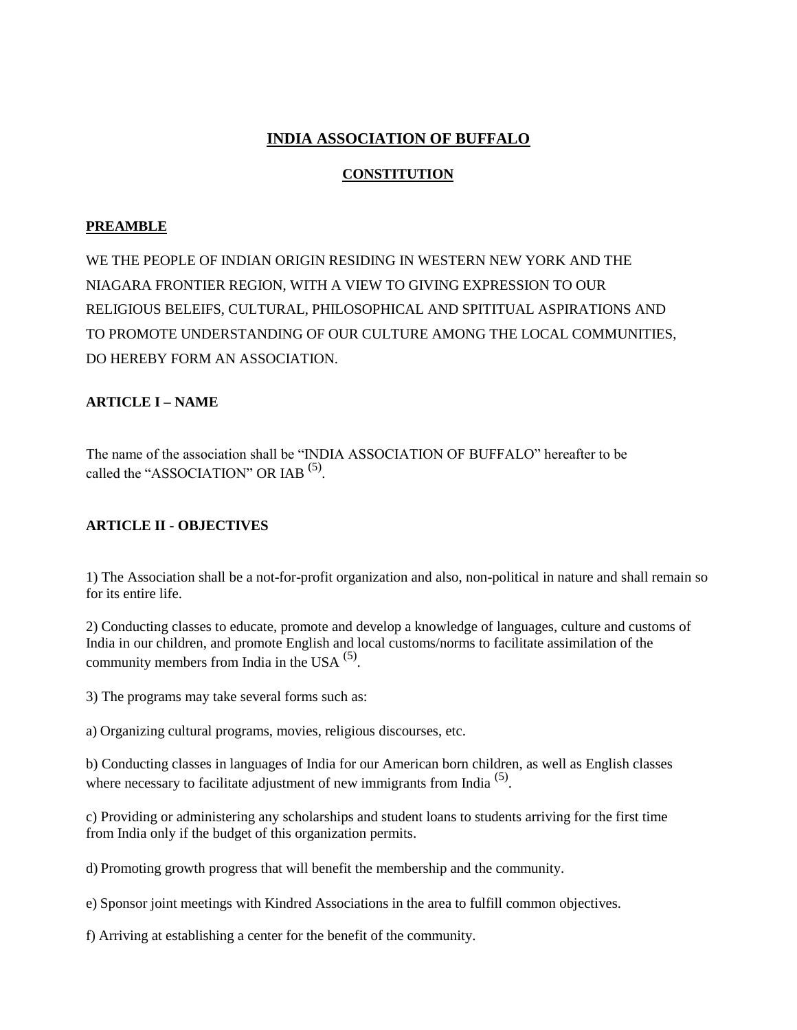# INDIA ASSOCIATION OF BUFFALO

## CONSTITUTION

### PREAMBLE

WE THE PEOPLE OF INDIAN ORIGIN RESIDING IN WESTERN NEW YORK AND THE NIAGARA FRONTIER REGION, WITH A VIEW TO GIVING EXPRESSION TO OUR RELIGIOUS BELEIFS, CULTURAL, PHILOSOPHICAL AND SPITITUAL ASPIRATIONS AND TO PROMOTE UNDERSTANDING OF OUR CULTURE AMONG THE LOCAL COMMUNITIES, DO HEREBY FORM AN ASSOCIATION.

### ARTICLE I – NAME

The name of the association shall be "INDIA ASSOCIATION OF BUFFALO" hereafter to be called the "ASSOCIATION" OR IAB [(5)].

### ARTICLE II - OBJECTIVES

1) The Association shall be a not-for-profit organization and also, non-political in nature and shall remain so for its entire life.

2) Conducting classes to educate, promote and develop a knowledge of languages, culture and customs of India in our children, and promote English and local customs/norms to facilitate assimilation of the community members from India in the USA [(5)].

3) The programs may take several forms such as:

a) Organizing cultural programs, movies, religious discourses, etc.

b) Conducting classes in languages of India for our American born children, as well as English classes where necessary to facilitate adjustment of new immigrants from India [(5)].

c) Providing or administering any scholarships and student loans to students arriving for the first time from India only if the budget of this organization permits.

d) Promoting growth progress that will benefit the membership and the community.

e) Sponsor joint meetings with Kindred Associations in the area to fulfill common objectives.

f) Arriving at establishing a center for the benefit of the community.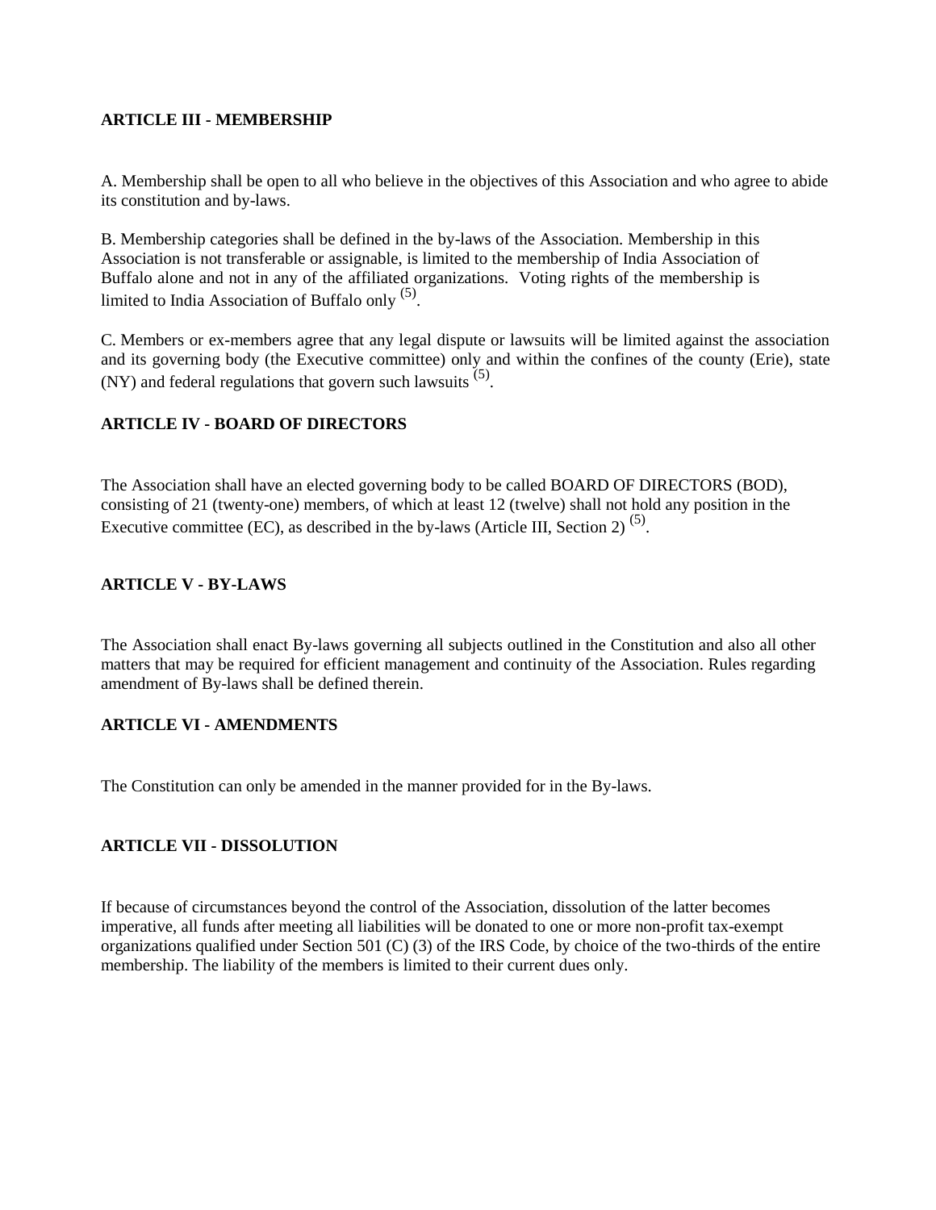## ARTICLE III - MEMBERSHIP

A. Membership shall be open to all who believe in the objectives of this Association and who agree to abide its constitution and by-laws.

B. Membership categories shall be defined in the by-laws of the Association. Membership in this Association is not transferable or assignable, is limited to the membership of India Association of Buffalo alone and not in any of the affiliated organizations. Voting rights of the membership is limited to India Association of Buffalo only [(5)].

C. Members or ex-members agree that any legal dispute or lawsuits will be limited against the association and its governing body (the Executive committee) only and within the confines of the county (Erie), state (NY) and federal regulations that govern such lawsuits [(5)].

## ARTICLE IV - BOARD OF DIRECTORS

The Association shall have an elected governing body to be called BOARD OF DIRECTORS (BOD), consisting of 21 (twenty-one) members, of which at least 12 (twelve) shall not hold any position in the Executive committee (EC), as described in the by-laws (Article III, Section 2) [(5)].

## ARTICLE V - BY-LAWS

The Association shall enact By-laws governing all subjects outlined in the Constitution and also all other matters that may be required for efficient management and continuity of the Association. Rules regarding amendment of By-laws shall be defined therein.

## ARTICLE VI - AMENDMENTS

The Constitution can only be amended in the manner provided for in the By-laws.

## ARTICLE VII - DISSOLUTION

If because of circumstances beyond the control of the Association, dissolution of the latter becomes imperative, all funds after meeting all liabilities will be donated to one or more non-profit tax-exempt organizations qualified under Section 501 (C) (3) of the IRS Code, by choice of the two-thirds of the entire membership. The liability of the members is limited to their current dues only.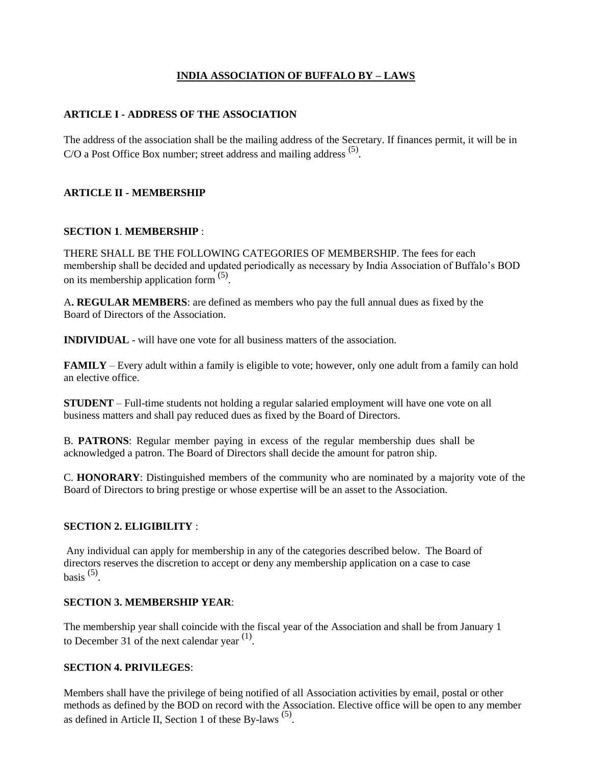# INDIA ASSOCIATION OF BUFFALO BY – LAWS

## ARTICLE I - ADDRESS OF THE ASSOCIATION

The address of the association shall be the mailing address of the Secretary. If finances permit, it will be in C/O a Post Office Box number; street address and mailing address [5].

## ARTICLE II - MEMBERSHIP

### SECTION 1. MEMBERSHIP :

THERE SHALL BE THE FOLLOWING CATEGORIES OF MEMBERSHIP. The fees for each membership shall be decided and updated periodically as necessary by India Association of Buffalo's BOD on its membership application form [5].

A**. REGULAR MEMBERS**: are defined as members who pay the full annual dues as fixed by the Board of Directors of the Association.

**INDIVIDUAL** - will have one vote for all business matters of the association.

**FAMILY** – Every adult within a family is eligible to vote; however, only one adult from a family can hold an elective office.

**STUDENT** – Full-time students not holding a regular salaried employment will have one vote on all business matters and shall pay reduced dues as fixed by the Board of Directors.

B. **PATRONS**: Regular member paying in excess of the regular membership dues shall be acknowledged a patron. The Board of Directors shall decide the amount for patron ship.

C. **HONORARY**: Distinguished members of the community who are nominated by a majority vote of the Board of Directors to bring prestige or whose expertise will be an asset to the Association.

### SECTION 2. ELIGIBILITY :

Any individual can apply for membership in any of the categories described below. The Board of directors reserves the discretion to accept or deny any membership application on a case to case basis [5].

### SECTION 3. MEMBERSHIP YEAR:

The membership year shall coincide with the fiscal year of the Association and shall be from January 1 to December 31 of the next calendar year [1].

### SECTION 4. PRIVILEGES:

Members shall have the privilege of being notified of all Association activities by email, postal or other methods as defined by the BOD on record with the Association. Elective office will be open to any member as defined in Article II, Section 1 of these By-laws [5].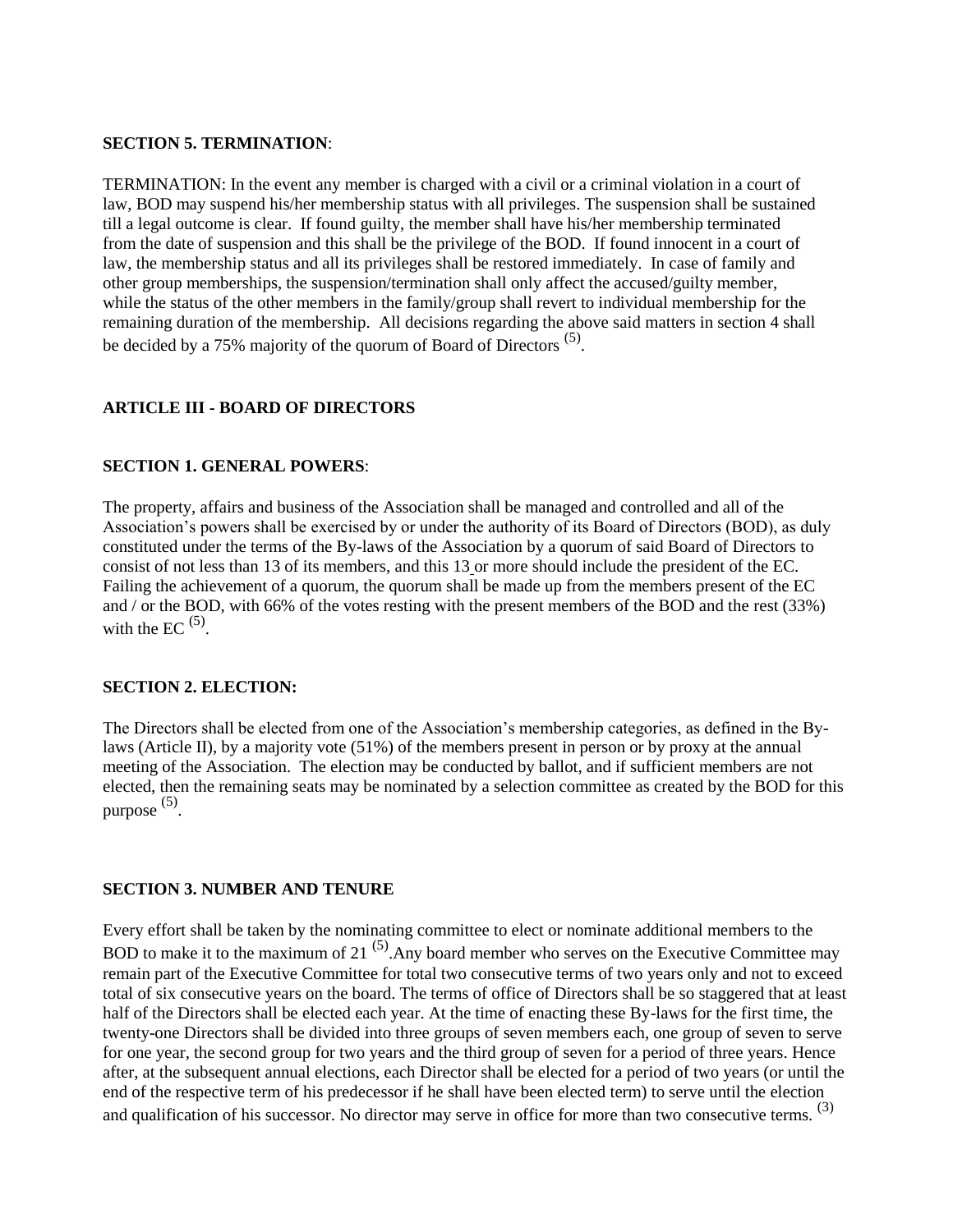**SECTION 5. TERMINATION**:

TERMINATION: In the event any member is charged with a civil or a criminal violation in a court of law, BOD may suspend his/her membership status with all privileges. The suspension shall be sustained till a legal outcome is clear. If found guilty, the member shall have his/her membership terminated from the date of suspension and this shall be the privilege of the BOD. If found innocent in a court of law, the membership status and all its privileges shall be restored immediately. In case of family and other group memberships, the suspension/termination shall only affect the accused/guilty member, while the status of the other members in the family/group shall revert to individual membership for the remaining duration of the membership. All decisions regarding the above said matters in section 4 shall be decided by a 75% majority of the quorum of Board of Directors [(5)].

**ARTICLE III - BOARD OF DIRECTORS**

**SECTION 1. GENERAL POWERS**:

The property, affairs and business of the Association shall be managed and controlled and all of the Association's powers shall be exercised by or under the authority of its Board of Directors (BOD), as duly constituted under the terms of the By-laws of the Association by a quorum of said Board of Directors to consist of not less than 13 of its members, and this 13 or more should include the president of the EC. Failing the achievement of a quorum, the quorum shall be made up from the members present of the EC and / or the BOD, with 66% of the votes resting with the present members of the BOD and the rest (33%) with the EC [(5)].

**SECTION 2. ELECTION:**

The Directors shall be elected from one of the Association's membership categories, as defined in the By-laws (Article II), by a majority vote (51%) of the members present in person or by proxy at the annual meeting of the Association. The election may be conducted by ballot, and if sufficient members are not elected, then the remaining seats may be nominated by a selection committee as created by the BOD for this purpose [(5)].

**SECTION 3. NUMBER AND TENURE**

Every effort shall be taken by the nominating committee to elect or nominate additional members to the BOD to make it to the maximum of 21 [(5)].Any board member who serves on the Executive Committee may remain part of the Executive Committee for total two consecutive terms of two years only and not to exceed total of six consecutive years on the board. The terms of office of Directors shall be so staggered that at least half of the Directors shall be elected each year. At the time of enacting these By-laws for the first time, the twenty-one Directors shall be divided into three groups of seven members each, one group of seven to serve for one year, the second group for two years and the third group of seven for a period of three years. Hence after, at the subsequent annual elections, each Director shall be elected for a period of two years (or until the end of the respective term of his predecessor if he shall have been elected term) to serve until the election and qualification of his successor. No director may serve in office for more than two consecutive terms. [(3)]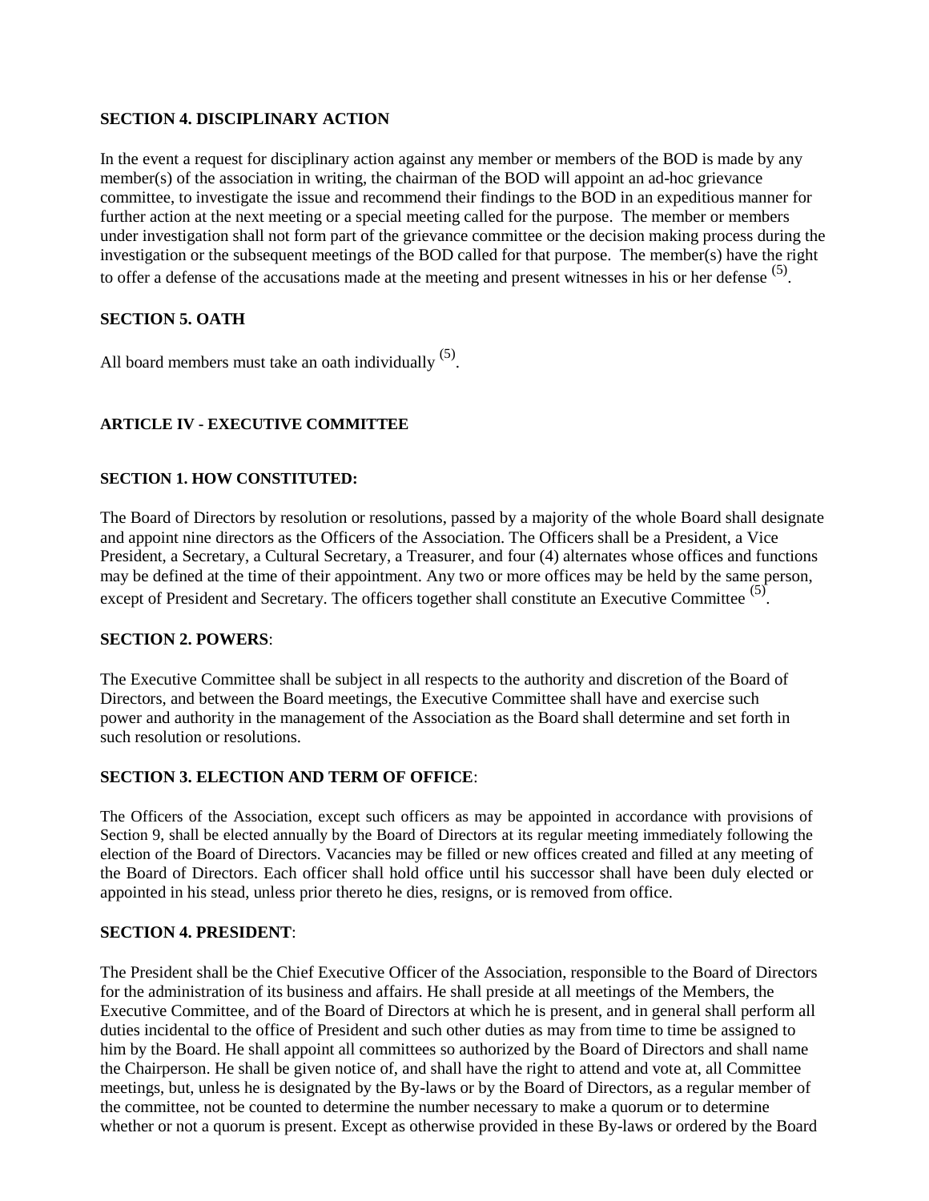**SECTION 4. DISCIPLINARY ACTION**

In the event a request for disciplinary action against any member or members of the BOD is made by any member(s) of the association in writing, the chairman of the BOD will appoint an ad-hoc grievance committee, to investigate the issue and recommend their findings to the BOD in an expeditious manner for further action at the next meeting or a special meeting called for the purpose. The member or members under investigation shall not form part of the grievance committee or the decision making process during the investigation or the subsequent meetings of the BOD called for that purpose. The member(s) have the right to offer a defense of the accusations made at the meeting and present witnesses in his or her defense [(5)].

**SECTION 5. OATH**

All board members must take an oath individually [(5)].

**ARTICLE IV - EXECUTIVE COMMITTEE**

**SECTION 1. HOW CONSTITUTED:**

The Board of Directors by resolution or resolutions, passed by a majority of the whole Board shall designate and appoint nine directors as the Officers of the Association. The Officers shall be a President, a Vice President, a Secretary, a Cultural Secretary, a Treasurer, and four (4) alternates whose offices and functions may be defined at the time of their appointment. Any two or more offices may be held by the same person, except of President and Secretary. The officers together shall constitute an Executive Committee [(5)].

**SECTION 2. POWERS**:

The Executive Committee shall be subject in all respects to the authority and discretion of the Board of Directors, and between the Board meetings, the Executive Committee shall have and exercise such power and authority in the management of the Association as the Board shall determine and set forth in such resolution or resolutions.

**SECTION 3. ELECTION AND TERM OF OFFICE**:

The Officers of the Association, except such officers as may be appointed in accordance with provisions of Section 9, shall be elected annually by the Board of Directors at its regular meeting immediately following the election of the Board of Directors. Vacancies may be filled or new offices created and filled at any meeting of the Board of Directors. Each officer shall hold office until his successor shall have been duly elected or appointed in his stead, unless prior thereto he dies, resigns, or is removed from office.

**SECTION 4. PRESIDENT**:

The President shall be the Chief Executive Officer of the Association, responsible to the Board of Directors for the administration of its business and affairs. He shall preside at all meetings of the Members, the Executive Committee, and of the Board of Directors at which he is present, and in general shall perform all duties incidental to the office of President and such other duties as may from time to time be assigned to him by the Board. He shall appoint all committees so authorized by the Board of Directors and shall name the Chairperson. He shall be given notice of, and shall have the right to attend and vote at, all Committee meetings, but, unless he is designated by the By-laws or by the Board of Directors, as a regular member of the committee, not be counted to determine the number necessary to make a quorum or to determine whether or not a quorum is present. Except as otherwise provided in these By-laws or ordered by the Board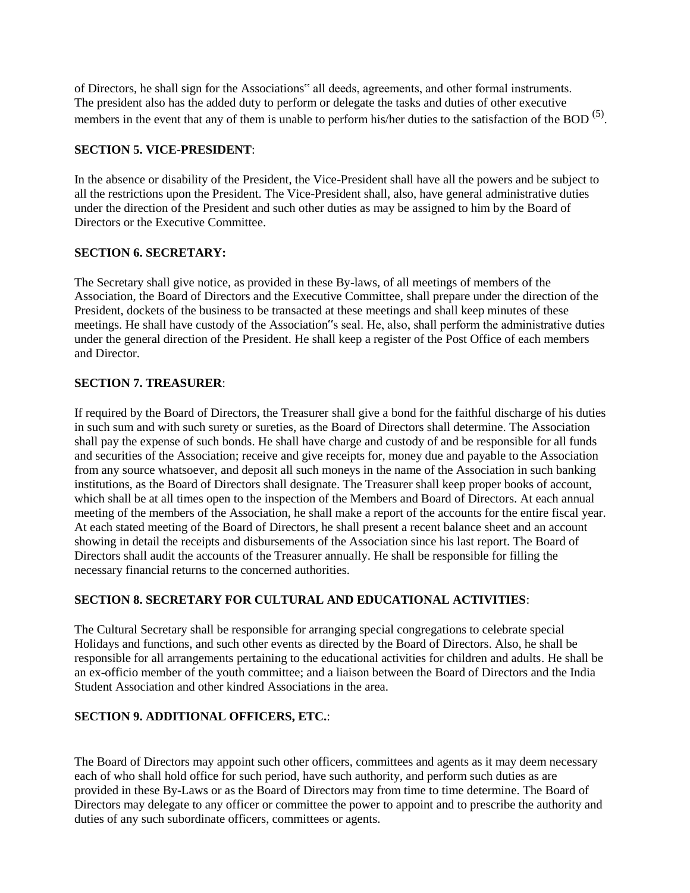of Directors, he shall sign for the Associations" all deeds, agreements, and other formal instruments. The president also has the added duty to perform or delegate the tasks and duties of other executive members in the event that any of them is unable to perform his/her duties to the satisfaction of the BOD [(5)].

**SECTION 5. VICE-PRESIDENT**:

In the absence or disability of the President, the Vice-President shall have all the powers and be subject to all the restrictions upon the President. The Vice-President shall, also, have general administrative duties under the direction of the President and such other duties as may be assigned to him by the Board of Directors or the Executive Committee.

**SECTION 6. SECRETARY:**

The Secretary shall give notice, as provided in these By-laws, of all meetings of members of the Association, the Board of Directors and the Executive Committee, shall prepare under the direction of the President, dockets of the business to be transacted at these meetings and shall keep minutes of these meetings. He shall have custody of the Association"s seal. He, also, shall perform the administrative duties under the general direction of the President. He shall keep a register of the Post Office of each members and Director.

**SECTION 7. TREASURER**:

If required by the Board of Directors, the Treasurer shall give a bond for the faithful discharge of his duties in such sum and with such surety or sureties, as the Board of Directors shall determine. The Association shall pay the expense of such bonds. He shall have charge and custody of and be responsible for all funds and securities of the Association; receive and give receipts for, money due and payable to the Association from any source whatsoever, and deposit all such moneys in the name of the Association in such banking institutions, as the Board of Directors shall designate. The Treasurer shall keep proper books of account, which shall be at all times open to the inspection of the Members and Board of Directors. At each annual meeting of the members of the Association, he shall make a report of the accounts for the entire fiscal year. At each stated meeting of the Board of Directors, he shall present a recent balance sheet and an account showing in detail the receipts and disbursements of the Association since his last report. The Board of Directors shall audit the accounts of the Treasurer annually. He shall be responsible for filling the necessary financial returns to the concerned authorities.

**SECTION 8. SECRETARY FOR CULTURAL AND EDUCATIONAL ACTIVITIES**:

The Cultural Secretary shall be responsible for arranging special congregations to celebrate special Holidays and functions, and such other events as directed by the Board of Directors. Also, he shall be responsible for all arrangements pertaining to the educational activities for children and adults. He shall be an ex-officio member of the youth committee; and a liaison between the Board of Directors and the India Student Association and other kindred Associations in the area.

**SECTION 9. ADDITIONAL OFFICERS, ETC.**:

The Board of Directors may appoint such other officers, committees and agents as it may deem necessary each of who shall hold office for such period, have such authority, and perform such duties as are provided in these By-Laws or as the Board of Directors may from time to time determine. The Board of Directors may delegate to any officer or committee the power to appoint and to prescribe the authority and duties of any such subordinate officers, committees or agents.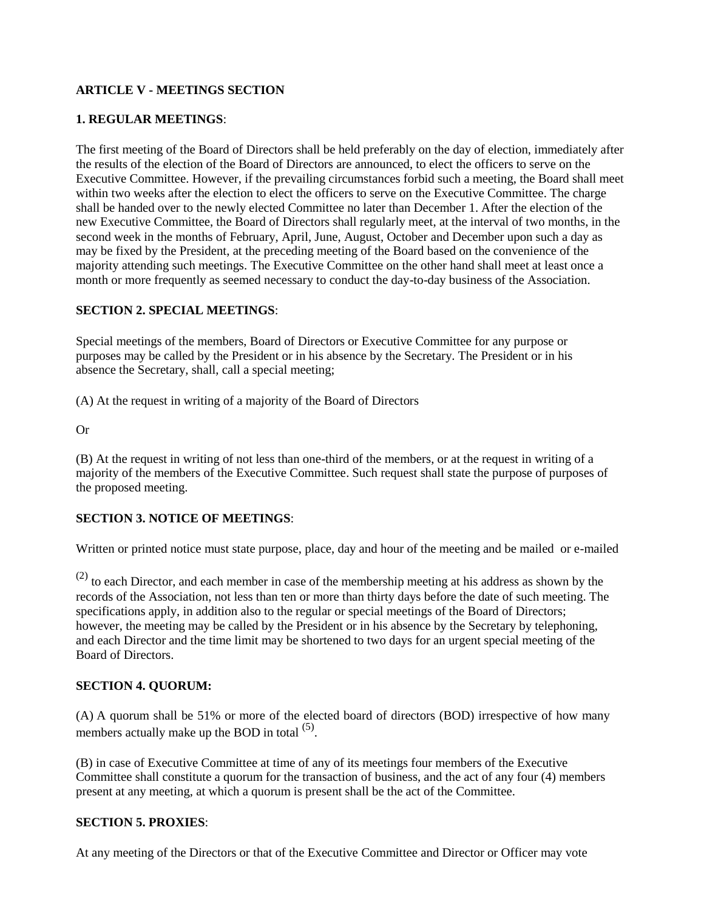**ARTICLE V - MEETINGS SECTION**

**1. REGULAR MEETINGS**:

The first meeting of the Board of Directors shall be held preferably on the day of election, immediately after the results of the election of the Board of Directors are announced, to elect the officers to serve on the Executive Committee. However, if the prevailing circumstances forbid such a meeting, the Board shall meet within two weeks after the election to elect the officers to serve on the Executive Committee. The charge shall be handed over to the newly elected Committee no later than December 1. After the election of the new Executive Committee, the Board of Directors shall regularly meet, at the interval of two months, in the second week in the months of February, April, June, August, October and December upon such a day as may be fixed by the President, at the preceding meeting of the Board based on the convenience of the majority attending such meetings. The Executive Committee on the other hand shall meet at least once a month or more frequently as seemed necessary to conduct the day-to-day business of the Association.

**SECTION 2. SPECIAL MEETINGS**:

Special meetings of the members, Board of Directors or Executive Committee for any purpose or purposes may be called by the President or in his absence by the Secretary. The President or in his absence the Secretary, shall, call a special meeting;

(A) At the request in writing of a majority of the Board of Directors

Or

(B) At the request in writing of not less than one-third of the members, or at the request in writing of a majority of the members of the Executive Committee. Such request shall state the purpose of purposes of the proposed meeting.

**SECTION 3. NOTICE OF MEETINGS**:

Written or printed notice must state purpose, place, day and hour of the meeting and be mailed or e-mailed

[2] to each Director, and each member in case of the membership meeting at his address as shown by the records of the Association, not less than ten or more than thirty days before the date of such meeting. The specifications apply, in addition also to the regular or special meetings of the Board of Directors; however, the meeting may be called by the President or in his absence by the Secretary by telephoning, and each Director and the time limit may be shortened to two days for an urgent special meeting of the Board of Directors.

**SECTION 4. QUORUM:**

(A) A quorum shall be 51% or more of the elected board of directors (BOD) irrespective of how many members actually make up the BOD in total [5].

(B) in case of Executive Committee at time of any of its meetings four members of the Executive Committee shall constitute a quorum for the transaction of business, and the act of any four (4) members present at any meeting, at which a quorum is present shall be the act of the Committee.

**SECTION 5. PROXIES**:

At any meeting of the Directors or that of the Executive Committee and Director or Officer may vote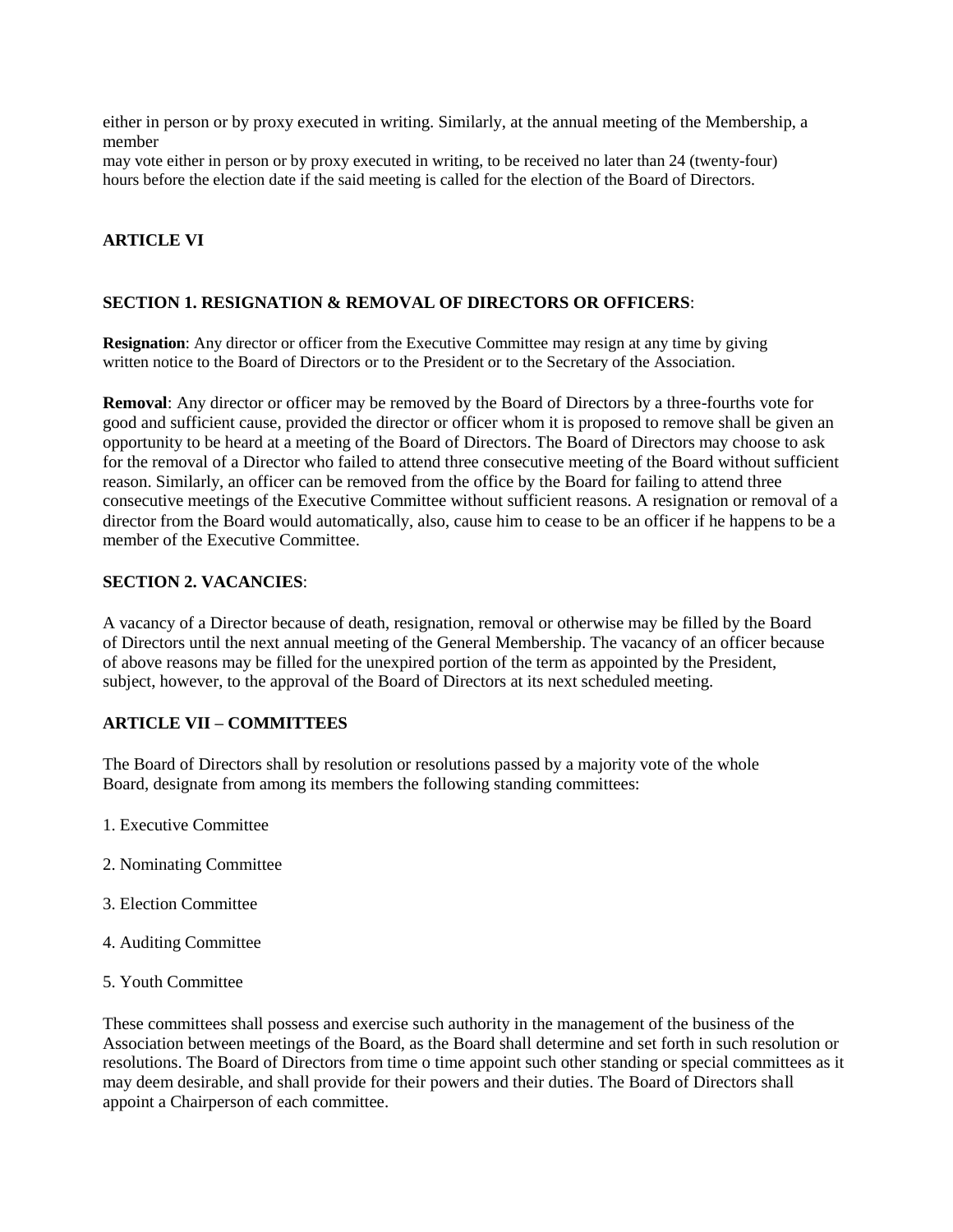either in person or by proxy executed in writing. Similarly, at the annual meeting of the Membership, a member
may vote either in person or by proxy executed in writing, to be received no later than 24 (twenty-four) hours before the election date if the said meeting is called for the election of the Board of Directors.

## ARTICLE VI

### SECTION 1. RESIGNATION & REMOVAL OF DIRECTORS OR OFFICERS:

**Resignation**: Any director or officer from the Executive Committee may resign at any time by giving written notice to the Board of Directors or to the President or to the Secretary of the Association.

**Removal**: Any director or officer may be removed by the Board of Directors by a three-fourths vote for good and sufficient cause, provided the director or officer whom it is proposed to remove shall be given an opportunity to be heard at a meeting of the Board of Directors. The Board of Directors may choose to ask for the removal of a Director who failed to attend three consecutive meeting of the Board without sufficient reason. Similarly, an officer can be removed from the office by the Board for failing to attend three consecutive meetings of the Executive Committee without sufficient reasons. A resignation or removal of a director from the Board would automatically, also, cause him to cease to be an officer if he happens to be a member of the Executive Committee.

### SECTION 2. VACANCIES:

A vacancy of a Director because of death, resignation, removal or otherwise may be filled by the Board of Directors until the next annual meeting of the General Membership. The vacancy of an officer because of above reasons may be filled for the unexpired portion of the term as appointed by the President, subject, however, to the approval of the Board of Directors at its next scheduled meeting.

## ARTICLE VII – COMMITTEES

The Board of Directors shall by resolution or resolutions passed by a majority vote of the whole Board, designate from among its members the following standing committees:

1. Executive Committee
2. Nominating Committee
3. Election Committee
4. Auditing Committee
5. Youth Committee

These committees shall possess and exercise such authority in the management of the business of the Association between meetings of the Board, as the Board shall determine and set forth in such resolution or resolutions. The Board of Directors from time o time appoint such other standing or special committees as it may deem desirable, and shall provide for their powers and their duties. The Board of Directors shall appoint a Chairperson of each committee.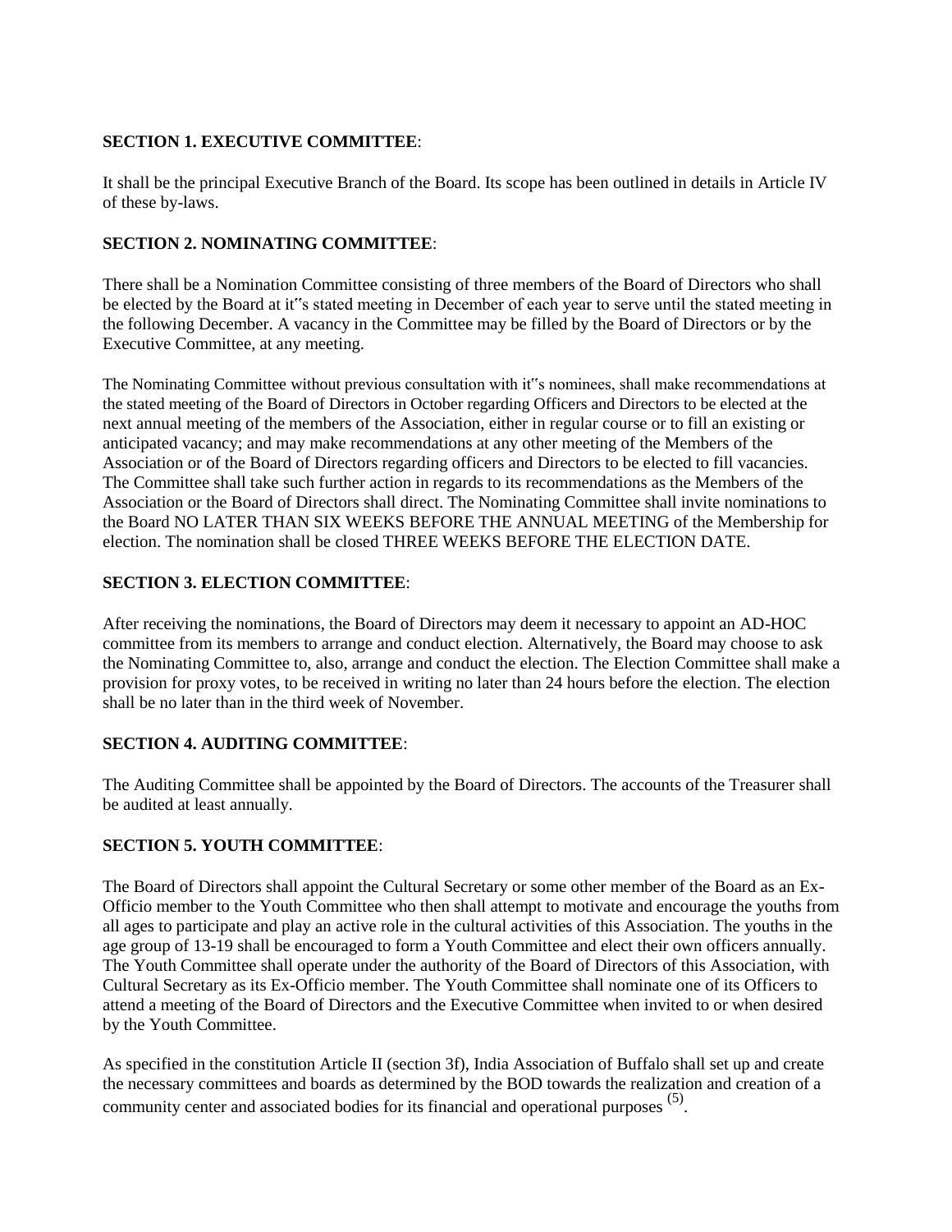**SECTION 1. EXECUTIVE COMMITTEE**:

It shall be the principal Executive Branch of the Board. Its scope has been outlined in details in Article IV of these by-laws.

**SECTION 2. NOMINATING COMMITTEE**:

There shall be a Nomination Committee consisting of three members of the Board of Directors who shall be elected by the Board at it"s stated meeting in December of each year to serve until the stated meeting in the following December. A vacancy in the Committee may be filled by the Board of Directors or by the Executive Committee, at any meeting.

The Nominating Committee without previous consultation with it"s nominees, shall make recommendations at the stated meeting of the Board of Directors in October regarding Officers and Directors to be elected at the next annual meeting of the members of the Association, either in regular course or to fill an existing or anticipated vacancy; and may make recommendations at any other meeting of the Members of the Association or of the Board of Directors regarding officers and Directors to be elected to fill vacancies. The Committee shall take such further action in regards to its recommendations as the Members of the Association or the Board of Directors shall direct. The Nominating Committee shall invite nominations to the Board NO LATER THAN SIX WEEKS BEFORE THE ANNUAL MEETING of the Membership for election. The nomination shall be closed THREE WEEKS BEFORE THE ELECTION DATE.

**SECTION 3. ELECTION COMMITTEE**:

After receiving the nominations, the Board of Directors may deem it necessary to appoint an AD-HOC committee from its members to arrange and conduct election. Alternatively, the Board may choose to ask the Nominating Committee to, also, arrange and conduct the election. The Election Committee shall make a provision for proxy votes, to be received in writing no later than 24 hours before the election. The election shall be no later than in the third week of November.

**SECTION 4. AUDITING COMMITTEE**:

The Auditing Committee shall be appointed by the Board of Directors. The accounts of the Treasurer shall be audited at least annually.

**SECTION 5. YOUTH COMMITTEE**:

The Board of Directors shall appoint the Cultural Secretary or some other member of the Board as an Ex-Officio member to the Youth Committee who then shall attempt to motivate and encourage the youths from all ages to participate and play an active role in the cultural activities of this Association. The youths in the age group of 13-19 shall be encouraged to form a Youth Committee and elect their own officers annually. The Youth Committee shall operate under the authority of the Board of Directors of this Association, with Cultural Secretary as its Ex-Officio member. The Youth Committee shall nominate one of its Officers to attend a meeting of the Board of Directors and the Executive Committee when invited to or when desired by the Youth Committee.

As specified in the constitution Article II (section 3f), India Association of Buffalo shall set up and create the necessary committees and boards as determined by the BOD towards the realization and creation of a community center and associated bodies for its financial and operational purposes [(5)].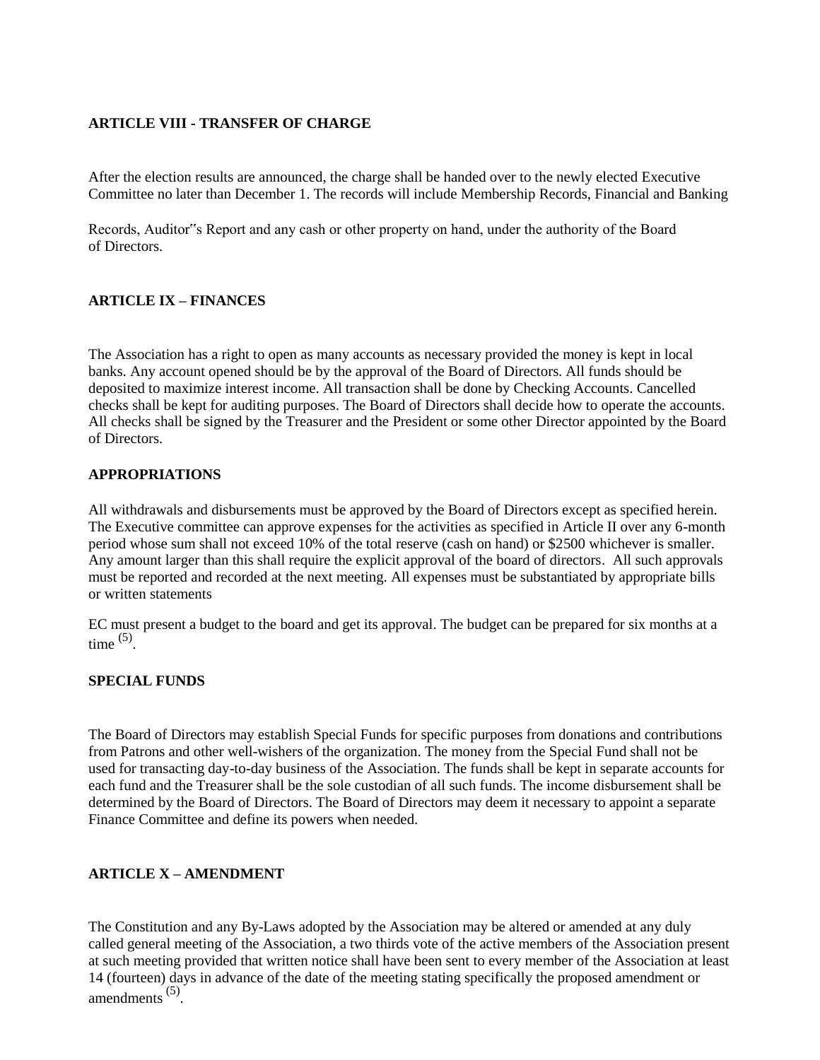### ARTICLE VIII - TRANSFER OF CHARGE

After the election results are announced, the charge shall be handed over to the newly elected Executive Committee no later than December 1. The records will include Membership Records, Financial and Banking

Records, Auditor"s Report and any cash or other property on hand, under the authority of the Board of Directors.

### ARTICLE IX – FINANCES

The Association has a right to open as many accounts as necessary provided the money is kept in local banks. Any account opened should be by the approval of the Board of Directors. All funds should be deposited to maximize interest income. All transaction shall be done by Checking Accounts. Cancelled checks shall be kept for auditing purposes. The Board of Directors shall decide how to operate the accounts. All checks shall be signed by the Treasurer and the President or some other Director appointed by the Board of Directors.

### APPROPRIATIONS

All withdrawals and disbursements must be approved by the Board of Directors except as specified herein. The Executive committee can approve expenses for the activities as specified in Article II over any 6-month period whose sum shall not exceed 10% of the total reserve (cash on hand) or $2500 whichever is smaller. Any amount larger than this shall require the explicit approval of the board of directors. All such approvals must be reported and recorded at the next meeting. All expenses must be substantiated by appropriate bills or written statements

EC must present a budget to the board and get its approval. The budget can be prepared for six months at a time [(5)].

### SPECIAL FUNDS

The Board of Directors may establish Special Funds for specific purposes from donations and contributions from Patrons and other well-wishers of the organization. The money from the Special Fund shall not be used for transacting day-to-day business of the Association. The funds shall be kept in separate accounts for each fund and the Treasurer shall be the sole custodian of all such funds. The income disbursement shall be determined by the Board of Directors. The Board of Directors may deem it necessary to appoint a separate Finance Committee and define its powers when needed.

### ARTICLE X – AMENDMENT

The Constitution and any By-Laws adopted by the Association may be altered or amended at any duly called general meeting of the Association, a two thirds vote of the active members of the Association present at such meeting provided that written notice shall have been sent to every member of the Association at least 14 (fourteen) days in advance of the date of the meeting stating specifically the proposed amendment or amendments [(5)].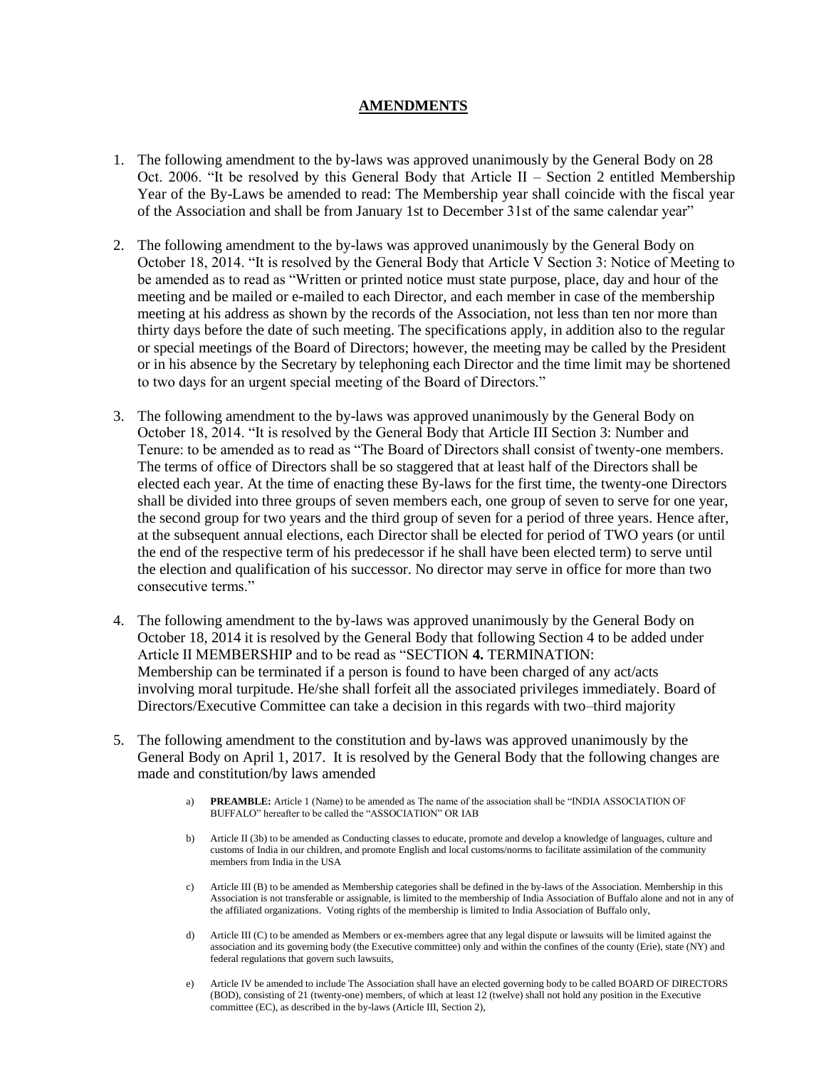## AMENDMENTS

1. The following amendment to the by-laws was approved unanimously by the General Body on 28 Oct. 2006. "It be resolved by this General Body that Article II – Section 2 entitled Membership Year of the By-Laws be amended to read: The Membership year shall coincide with the fiscal year of the Association and shall be from January 1st to December 31st of the same calendar year"

2. The following amendment to the by-laws was approved unanimously by the General Body on October 18, 2014. "It is resolved by the General Body that Article V Section 3: Notice of Meeting to be amended as to read as "Written or printed notice must state purpose, place, day and hour of the meeting and be mailed or e-mailed to each Director, and each member in case of the membership meeting at his address as shown by the records of the Association, not less than ten nor more than thirty days before the date of such meeting. The specifications apply, in addition also to the regular or special meetings of the Board of Directors; however, the meeting may be called by the President or in his absence by the Secretary by telephoning each Director and the time limit may be shortened to two days for an urgent special meeting of the Board of Directors."

3. The following amendment to the by-laws was approved unanimously by the General Body on October 18, 2014. "It is resolved by the General Body that Article III Section 3: Number and Tenure: to be amended as to read as "The Board of Directors shall consist of twenty-one members. The terms of office of Directors shall be so staggered that at least half of the Directors shall be elected each year. At the time of enacting these By-laws for the first time, the twenty-one Directors shall be divided into three groups of seven members each, one group of seven to serve for one year, the second group for two years and the third group of seven for a period of three years. Hence after, at the subsequent annual elections, each Director shall be elected for period of TWO years (or until the end of the respective term of his predecessor if he shall have been elected term) to serve until the election and qualification of his successor. No director may serve in office for more than two consecutive terms."

4. The following amendment to the by-laws was approved unanimously by the General Body on October 18, 2014 it is resolved by the General Body that following Section 4 to be added under Article II MEMBERSHIP and to be read as "SECTION **4.** TERMINATION: Membership can be terminated if a person is found to have been charged of any act/acts involving moral turpitude. He/she shall forfeit all the associated privileges immediately. Board of Directors/Executive Committee can take a decision in this regards with two–third majority

5. The following amendment to the constitution and by-laws was approved unanimously by the General Body on April 1, 2017. It is resolved by the General Body that the following changes are made and constitution/by laws amended

   a) **PREAMBLE:** Article 1 (Name) to be amended as The name of the association shall be "INDIA ASSOCIATION OF BUFFALO" hereafter to be called the "ASSOCIATION" OR IAB

   b) Article II (3b) to be amended as Conducting classes to educate, promote and develop a knowledge of languages, culture and customs of India in our children, and promote English and local customs/norms to facilitate assimilation of the community members from India in the USA

   c) Article III (B) to be amended as Membership categories shall be defined in the by-laws of the Association. Membership in this Association is not transferable or assignable, is limited to the membership of India Association of Buffalo alone and not in any of the affiliated organizations. Voting rights of the membership is limited to India Association of Buffalo only,

   d) Article III (C) to be amended as Members or ex-members agree that any legal dispute or lawsuits will be limited against the association and its governing body (the Executive committee) only and within the confines of the county (Erie), state (NY) and federal regulations that govern such lawsuits,

   e) Article IV be amended to include The Association shall have an elected governing body to be called BOARD OF DIRECTORS (BOD), consisting of 21 (twenty-one) members, of which at least 12 (twelve) shall not hold any position in the Executive committee (EC), as described in the by-laws (Article III, Section 2),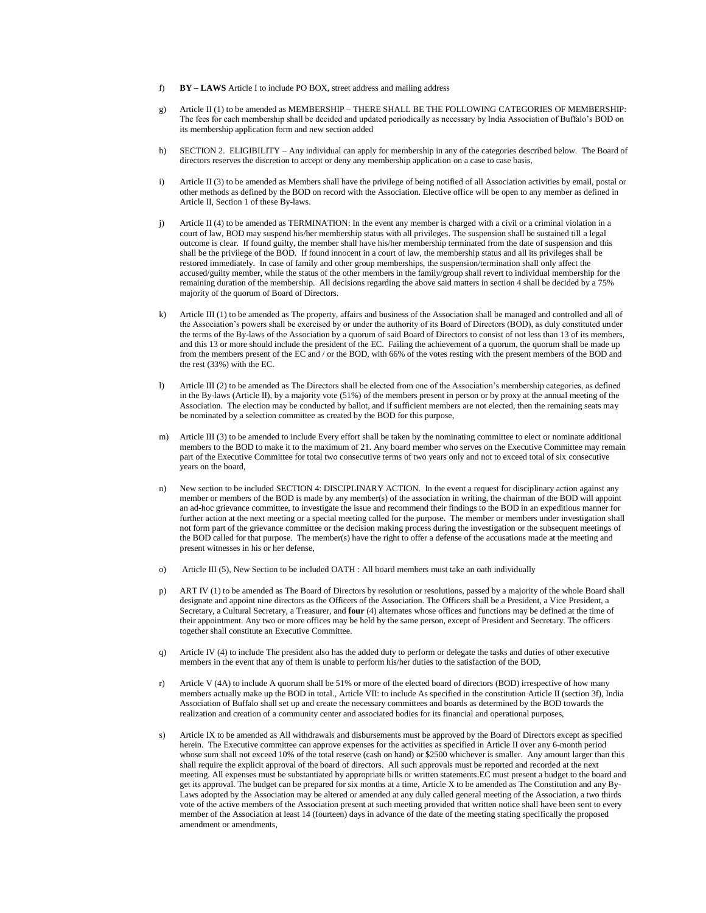f) **BY – LAWS** Article I to include PO BOX, street address and mailing address

g) Article II (1) to be amended as MEMBERSHIP – THERE SHALL BE THE FOLLOWING CATEGORIES OF MEMBERSHIP: The fees for each membership shall be decided and updated periodically as necessary by India Association of Buffalo's BOD on its membership application form and new section added

h) SECTION 2. ELIGIBILITY – Any individual can apply for membership in any of the categories described below. The Board of directors reserves the discretion to accept or deny any membership application on a case to case basis,

i) Article II (3) to be amended as Members shall have the privilege of being notified of all Association activities by email, postal or other methods as defined by the BOD on record with the Association. Elective office will be open to any member as defined in Article II, Section 1 of these By-laws.

j) Article II (4) to be amended as TERMINATION: In the event any member is charged with a civil or a criminal violation in a court of law, BOD may suspend his/her membership status with all privileges. The suspension shall be sustained till a legal outcome is clear. If found guilty, the member shall have his/her membership terminated from the date of suspension and this shall be the privilege of the BOD. If found innocent in a court of law, the membership status and all its privileges shall be restored immediately. In case of family and other group memberships, the suspension/termination shall only affect the accused/guilty member, while the status of the other members in the family/group shall revert to individual membership for the remaining duration of the membership. All decisions regarding the above said matters in section 4 shall be decided by a 75% majority of the quorum of Board of Directors.

k) Article III (1) to be amended as The property, affairs and business of the Association shall be managed and controlled and all of the Association's powers shall be exercised by or under the authority of its Board of Directors (BOD), as duly constituted under the terms of the By-laws of the Association by a quorum of said Board of Directors to consist of not less than 13 of its members, and this 13 or more should include the president of the EC. Failing the achievement of a quorum, the quorum shall be made up from the members present of the EC and / or the BOD, with 66% of the votes resting with the present members of the BOD and the rest (33%) with the EC.

l) Article III (2) to be amended as The Directors shall be elected from one of the Association's membership categories, as defined in the By-laws (Article II), by a majority vote (51%) of the members present in person or by proxy at the annual meeting of the Association. The election may be conducted by ballot, and if sufficient members are not elected, then the remaining seats may be nominated by a selection committee as created by the BOD for this purpose,

m) Article III (3) to be amended to include Every effort shall be taken by the nominating committee to elect or nominate additional members to the BOD to make it to the maximum of 21. Any board member who serves on the Executive Committee may remain part of the Executive Committee for total two consecutive terms of two years only and not to exceed total of six consecutive years on the board,

n) New section to be included SECTION 4: DISCIPLINARY ACTION. In the event a request for disciplinary action against any member or members of the BOD is made by any member(s) of the association in writing, the chairman of the BOD will appoint an ad-hoc grievance committee, to investigate the issue and recommend their findings to the BOD in an expeditious manner for further action at the next meeting or a special meeting called for the purpose. The member or members under investigation shall not form part of the grievance committee or the decision making process during the investigation or the subsequent meetings of the BOD called for that purpose. The member(s) have the right to offer a defense of the accusations made at the meeting and present witnesses in his or her defense,

o) Article III (5), New Section to be included OATH : All board members must take an oath individually

p) ART IV (1) to be amended as The Board of Directors by resolution or resolutions, passed by a majority of the whole Board shall designate and appoint nine directors as the Officers of the Association. The Officers shall be a President, a Vice President, a Secretary, a Cultural Secretary, a Treasurer, and **four** (4) alternates whose offices and functions may be defined at the time of their appointment. Any two or more offices may be held by the same person, except of President and Secretary. The officers together shall constitute an Executive Committee.

q) Article IV (4) to include The president also has the added duty to perform or delegate the tasks and duties of other executive members in the event that any of them is unable to perform his/her duties to the satisfaction of the BOD,

r) Article V (4A) to include A quorum shall be 51% or more of the elected board of directors (BOD) irrespective of how many members actually make up the BOD in total., Article VII: to include As specified in the constitution Article II (section 3f), India Association of Buffalo shall set up and create the necessary committees and boards as determined by the BOD towards the realization and creation of a community center and associated bodies for its financial and operational purposes,

s) Article IX to be amended as All withdrawals and disbursements must be approved by the Board of Directors except as specified herein. The Executive committee can approve expenses for the activities as specified in Article II over any 6-month period whose sum shall not exceed 10% of the total reserve (cash on hand) or $2500 whichever is smaller. Any amount larger than this shall require the explicit approval of the board of directors. All such approvals must be reported and recorded at the next meeting. All expenses must be substantiated by appropriate bills or written statements.EC must present a budget to the board and get its approval. The budget can be prepared for six months at a time, Article X to be amended as The Constitution and any By-Laws adopted by the Association may be altered or amended at any duly called general meeting of the Association, a two thirds vote of the active members of the Association present at such meeting provided that written notice shall have been sent to every member of the Association at least 14 (fourteen) days in advance of the date of the meeting stating specifically the proposed amendment or amendments,